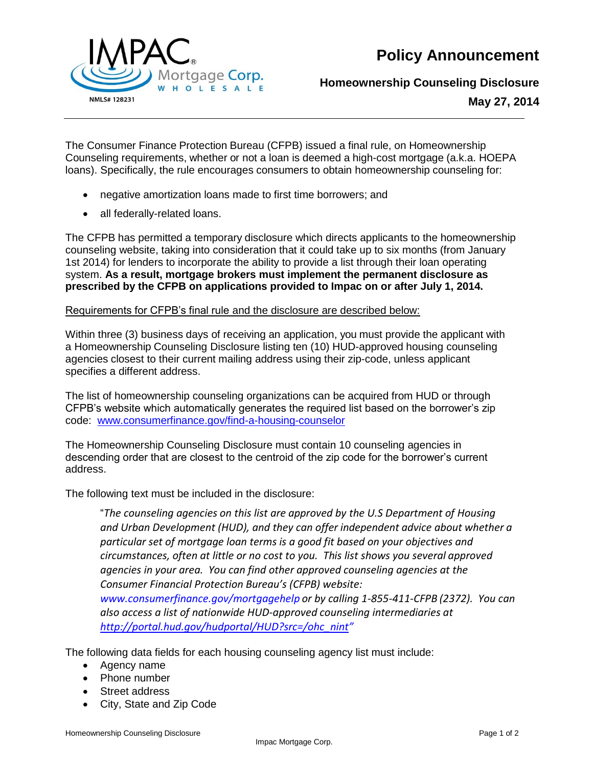IMPAC Mortgage Corp. WHOLESALE

NMLS# 128231

# Policy Announcement

## Homeownership Counseling Disclosure

**May 27, 2014**

---

The Consumer Finance Protection Bureau (CFPB) issued a final rule, on Homeownership Counseling requirements, whether or not a loan is deemed a high-cost mortgage (a.k.a. HOEPA loans). Specifically, the rule encourages consumers to obtain homeownership counseling for:

- negative amortization loans made to first time borrowers; and
- all federally-related loans.

The CFPB has permitted a temporary disclosure which directs applicants to the homeownership counseling website, taking into consideration that it could take up to six months (from January 1st 2014) for lenders to incorporate the ability to provide a list through their loan operating system. **As a result, mortgage brokers must implement the permanent disclosure as prescribed by the CFPB on applications provided to Impac on or after July 1, 2014.**

Requirements for CFPB's final rule and the disclosure are described below:

Within three (3) business days of receiving an application, you must provide the applicant with a Homeownership Counseling Disclosure listing ten (10) HUD-approved housing counseling agencies closest to their current mailing address using their zip-code, unless applicant specifies a different address.

The list of homeownership counseling organizations can be acquired from HUD or through CFPB's website which automatically generates the required list based on the borrower's zip code: www.consumerfinance.gov/find-a-housing-counselor

The Homeownership Counseling Disclosure must contain 10 counseling agencies in descending order that are closest to the centroid of the zip code for the borrower's current address.

The following text must be included in the disclosure:

> "*The counseling agencies on this list are approved by the U.S Department of Housing and Urban Development (HUD), and they can offer independent advice about whether a particular set of mortgage loan terms is a good fit based on your objectives and circumstances, often at little or no cost to you. This list shows you several approved agencies in your area. You can find other approved counseling agencies at the Consumer Financial Protection Bureau's (CFPB) website: www.consumerfinance.gov/mortgagehelp or by calling 1-855-411-CFPB (2372). You can also access a list of nationwide HUD-approved counseling intermediaries at http://portal.hud.gov/hudportal/HUD?src=/ohc_nint"*

The following data fields for each housing counseling agency list must include:

- Agency name
- Phone number
- Street address
- City, State and Zip Code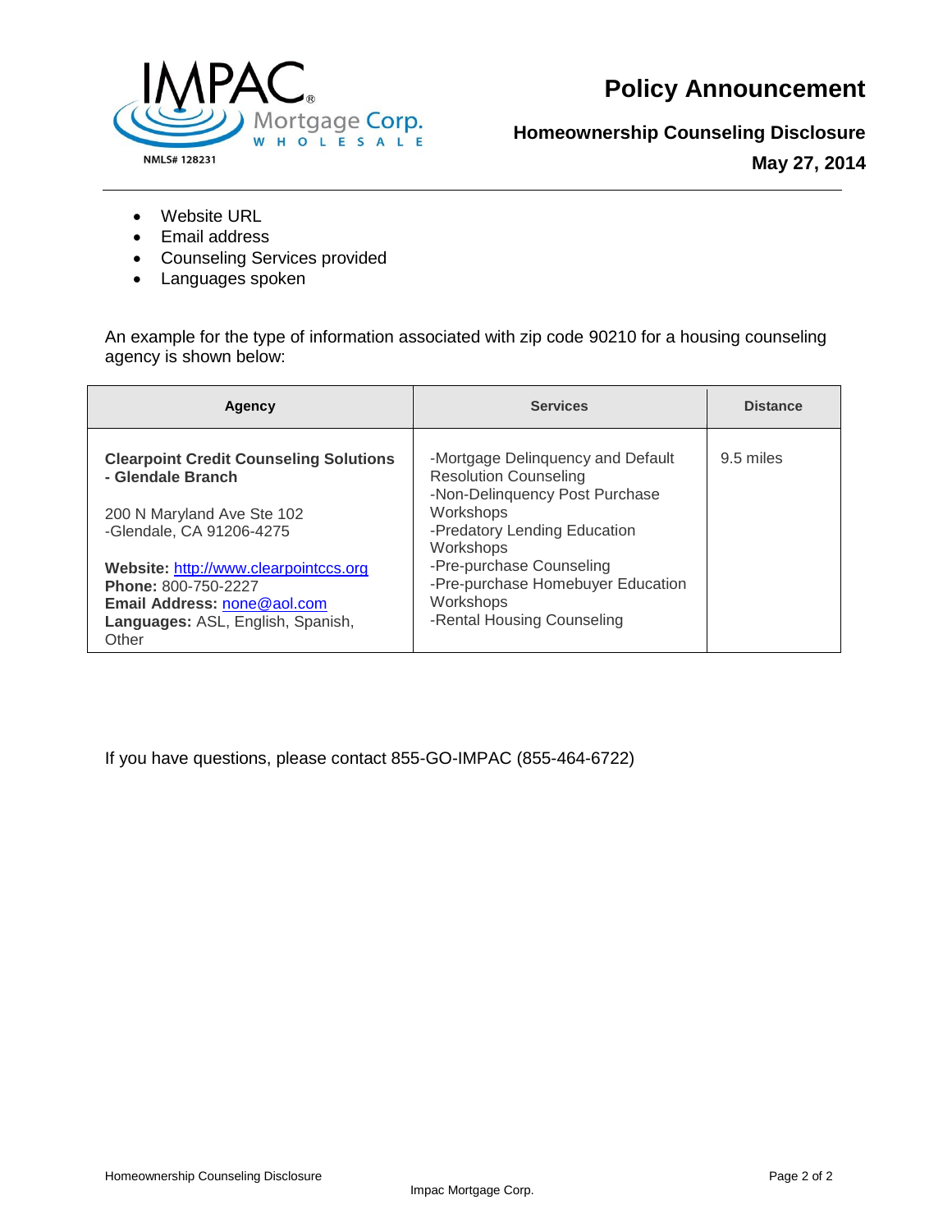# Policy Announcement

## Homeownership Counseling Disclosure

**May 27, 2014**

- Website URL
- Email address
- Counseling Services provided
- Languages spoken

An example for the type of information associated with zip code 90210 for a housing counseling agency is shown below:

| Agency | Services | Distance |
|---|---|---|
| **Clearpoint Credit Counseling Solutions - Glendale Branch**<br><br>200 N Maryland Ave Ste 102<br>-Glendale, CA 91206-4275<br><br>**Website:** http://www.clearpointccs.org<br>**Phone:** 800-750-2227<br>**Email Address:** none@aol.com<br>**Languages:** ASL, English, Spanish, Other | -Mortgage Delinquency and Default Resolution Counseling<br>-Non-Delinquency Post Purchase Workshops<br>-Predatory Lending Education Workshops<br>-Pre-purchase Counseling<br>-Pre-purchase Homebuyer Education Workshops<br>-Rental Housing Counseling | 9.5 miles |

If you have questions, please contact 855-GO-IMPAC (855-464-6722)